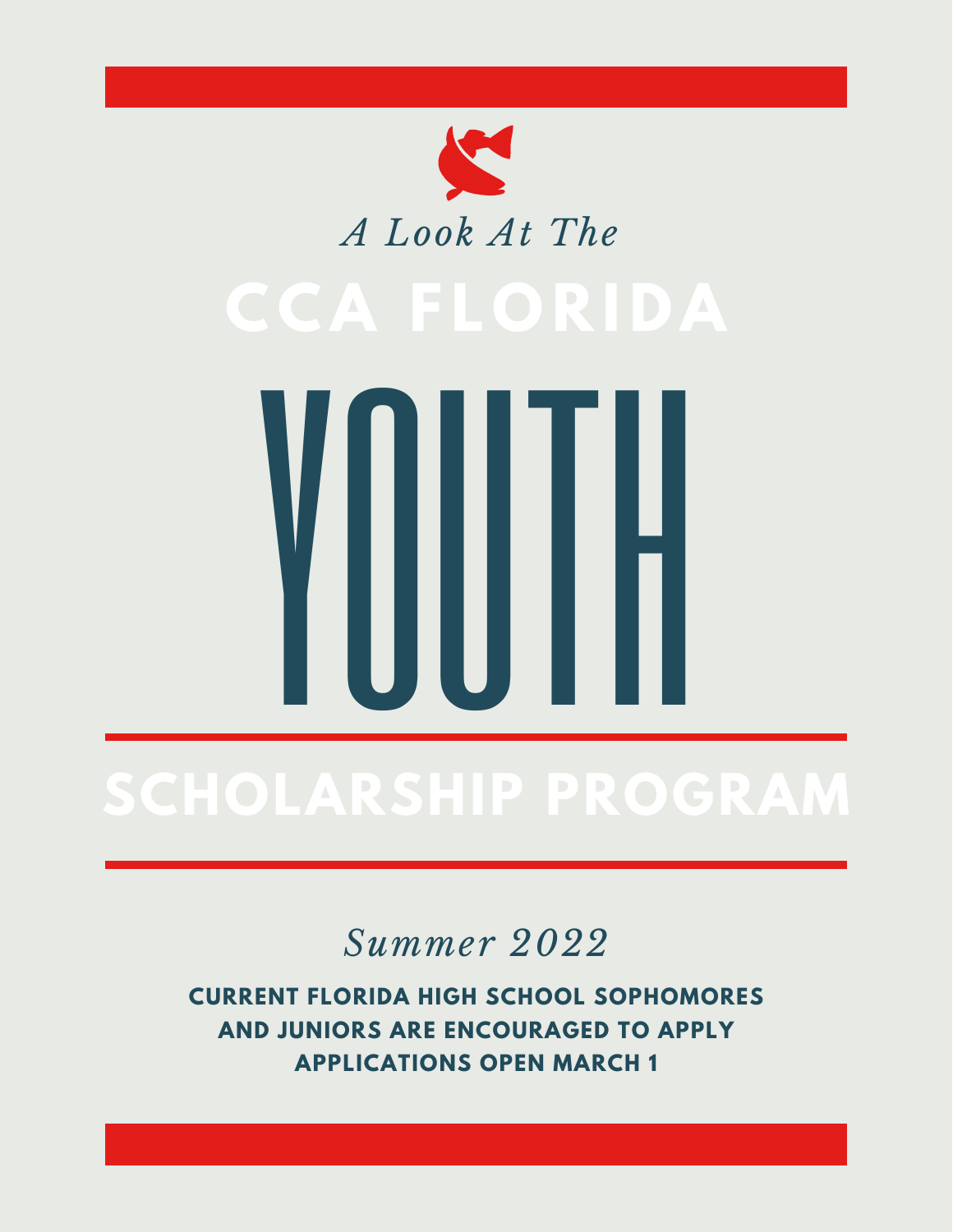*A Look At The*

# CCA FLORIDA

# YOUTH

## SCHOLARSHIP PROGRAM

*Summer 2022*

**CURRENT FLORIDA HIGH SCHOOL SOPHOMORES AND JUNIORS ARE ENCOURAGED TO APPLY**

**APPLICATIONS OPEN MARCH 1**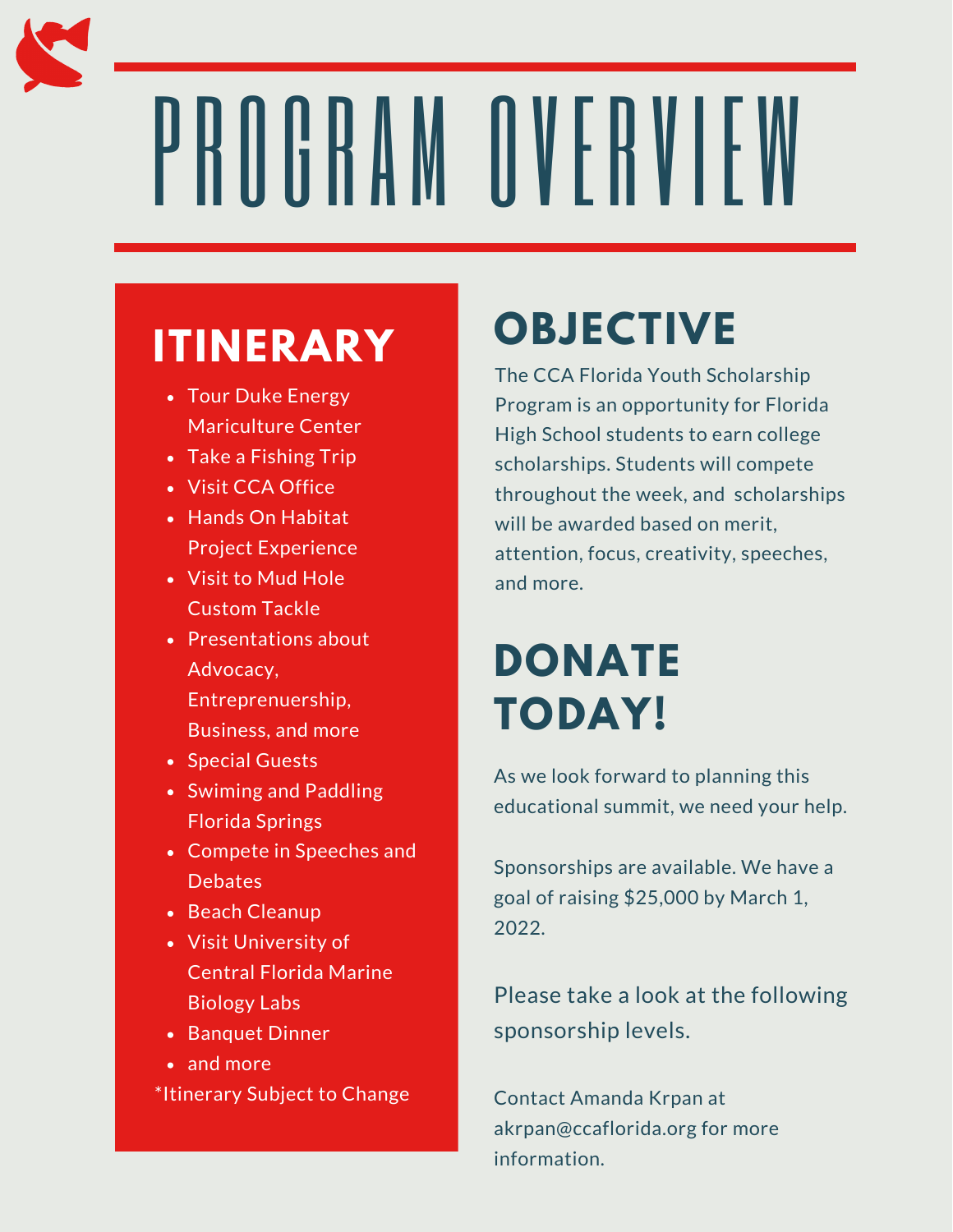# PROGRAM OVERVIEW

## ITINERARY

- Tour Duke Energy Mariculture Center
- Take a Fishing Trip
- Visit CCA Office
- Hands On Habitat Project Experience
- Visit to Mud Hole Custom Tackle
- Presentations about Advocacy, Entrepreneurship, Business, and more
- Special Guests
- Swiming and Paddling Florida Springs
- Compete in Speeches and Debates
- Beach Cleanup
- Visit University of Central Florida Marine Biology Labs
- Banquet Dinner
- and more

*Itinerary Subject to Change

## OBJECTIVE

The CCA Florida Youth Scholarship Program is an opportunity for Florida High School students to earn college scholarships. Students will compete throughout the week, and scholarships will be awarded based on merit, attention, focus, creativity, speeches, and more.

## DONATE TODAY!

As we look forward to planning this educational summit, we need your help.

Sponsorships are available. We have a goal of raising $25,000 by March 1, 2022.

Please take a look at the following sponsorship levels.

Contact Amanda Krpan at akrpan@ccaflorida.org for more information.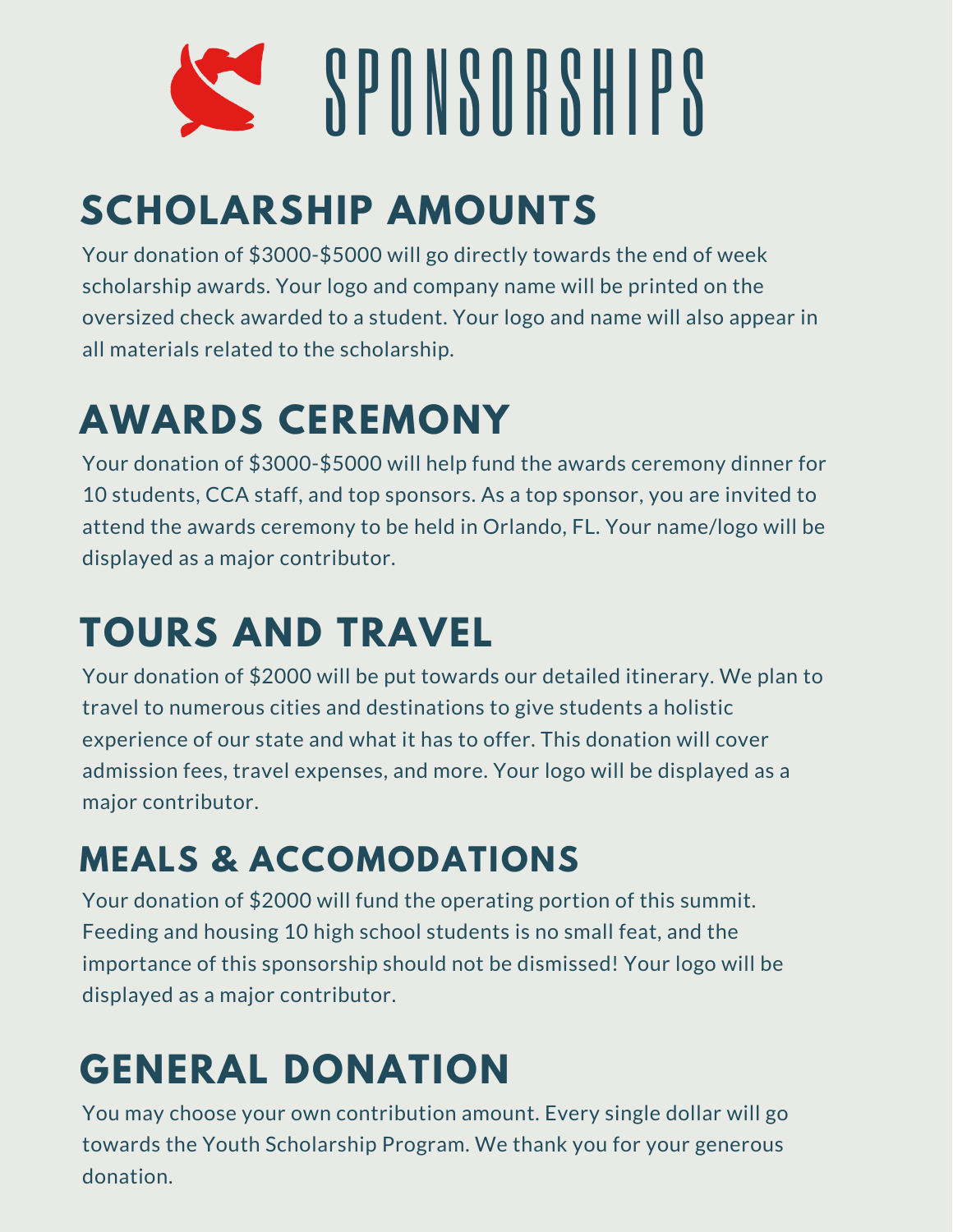# SPONSORSHIPS

## SCHOLARSHIP AMOUNTS

Your donation of $3000-$5000 will go directly towards the end of week scholarship awards. Your logo and company name will be printed on the oversized check awarded to a student. Your logo and name will also appear in all materials related to the scholarship.

## AWARDS CEREMONY

Your donation of $3000-$5000 will help fund the awards ceremony dinner for 10 students, CCA staff, and top sponsors. As a top sponsor, you are invited to attend the awards ceremony to be held in Orlando, FL. Your name/logo will be displayed as a major contributor.

## TOURS AND TRAVEL

Your donation of $2000 will be put towards our detailed itinerary. We plan to travel to numerous cities and destinations to give students a holistic experience of our state and what it has to offer. This donation will cover admission fees, travel expenses, and more. Your logo will be displayed as a major contributor.

## MEALS & ACCOMODATIONS

Your donation of $2000 will fund the operating portion of this summit. Feeding and housing 10 high school students is no small feat, and the importance of this sponsorship should not be dismissed! Your logo will be displayed as a major contributor.

## GENERAL DONATION

You may choose your own contribution amount. Every single dollar will go towards the Youth Scholarship Program. We thank you for your generous donation.